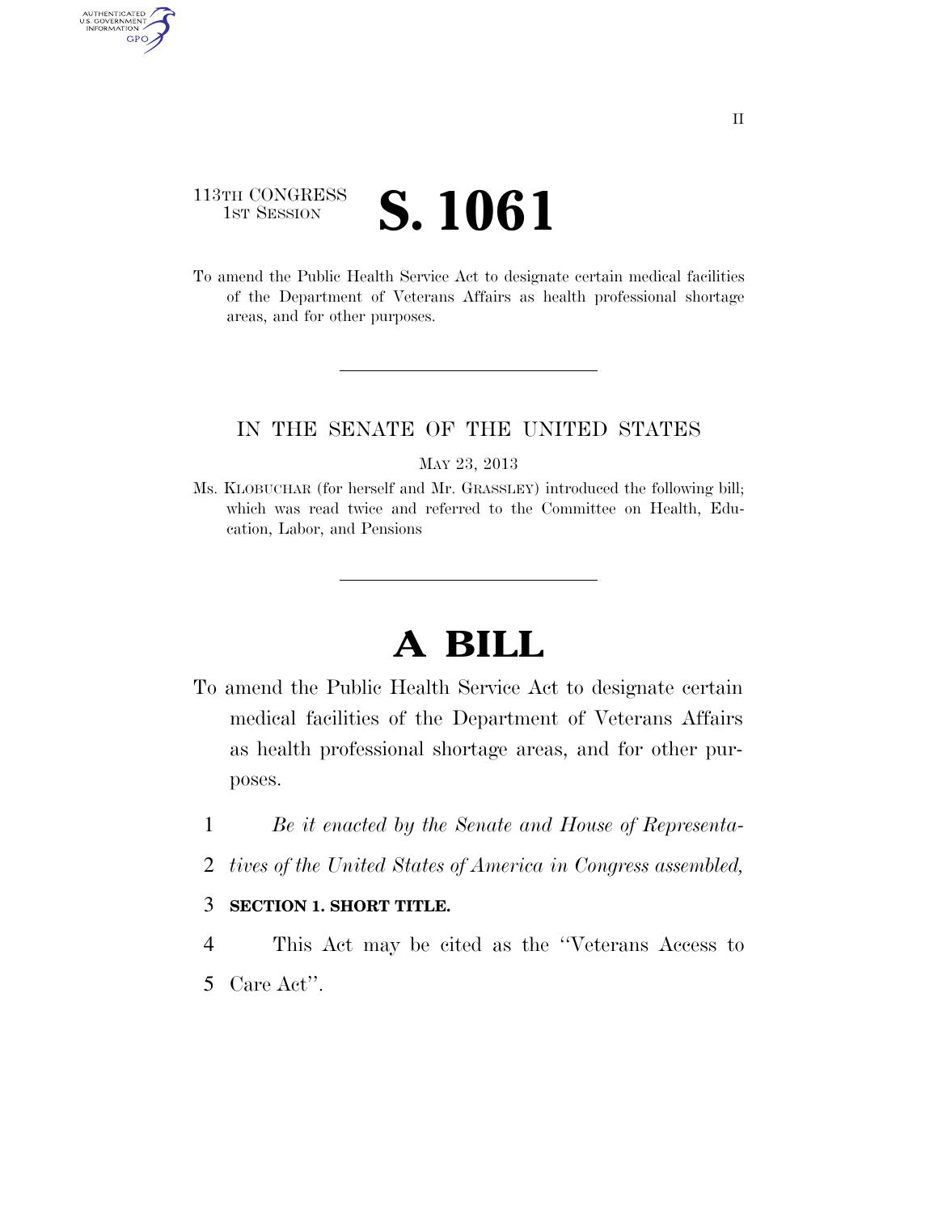113TH CONGRESS
1ST SESSION

# S. 1061

To amend the Public Health Service Act to designate certain medical facilities of the Department of Veterans Affairs as health professional shortage areas, and for other purposes.

IN THE SENATE OF THE UNITED STATES

MAY 23, 2013

Ms. KLOBUCHAR (for herself and Mr. GRASSLEY) introduced the following bill; which was read twice and referred to the Committee on Health, Education, Labor, and Pensions

# A BILL

To amend the Public Health Service Act to designate certain medical facilities of the Department of Veterans Affairs as health professional shortage areas, and for other purposes.

1 *Be it enacted by the Senate and House of Representa-*
2 *tives of the United States of America in Congress assembled,*

3 **SECTION 1. SHORT TITLE.**

4 This Act may be cited as the ''Veterans Access to
5 Care Act''.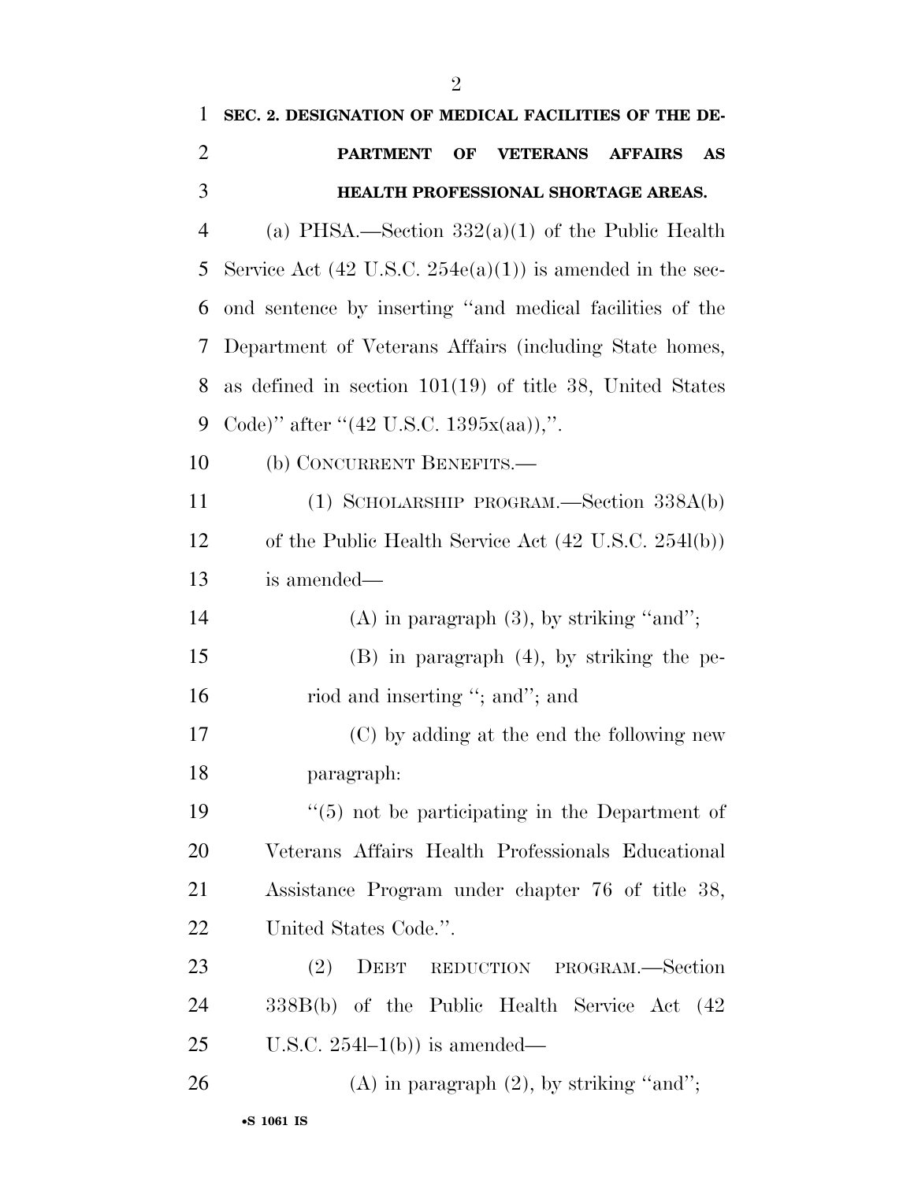**SEC. 2. DESIGNATION OF MEDICAL FACILITIES OF THE DEPARTMENT OF VETERANS AFFAIRS AS HEALTH PROFESSIONAL SHORTAGE AREAS.**

(a) PHSA.—Section 332(a)(1) of the Public Health Service Act (42 U.S.C. 254e(a)(1)) is amended in the second sentence by inserting "and medical facilities of the Department of Veterans Affairs (including State homes, as defined in section 101(19) of title 38, United States Code)" after "(42 U.S.C. 1395x(aa)),".

(b) CONCURRENT BENEFITS.—

(1) SCHOLARSHIP PROGRAM.—Section 338A(b) of the Public Health Service Act (42 U.S.C. 254l(b)) is amended—

(A) in paragraph (3), by striking "and";

(B) in paragraph (4), by striking the period and inserting "; and"; and

(C) by adding at the end the following new paragraph:

"(5) not be participating in the Department of Veterans Affairs Health Professionals Educational Assistance Program under chapter 76 of title 38, United States Code.".

(2) DEBT REDUCTION PROGRAM.—Section 338B(b) of the Public Health Service Act (42 U.S.C. 254l–1(b)) is amended—

(A) in paragraph (2), by striking "and";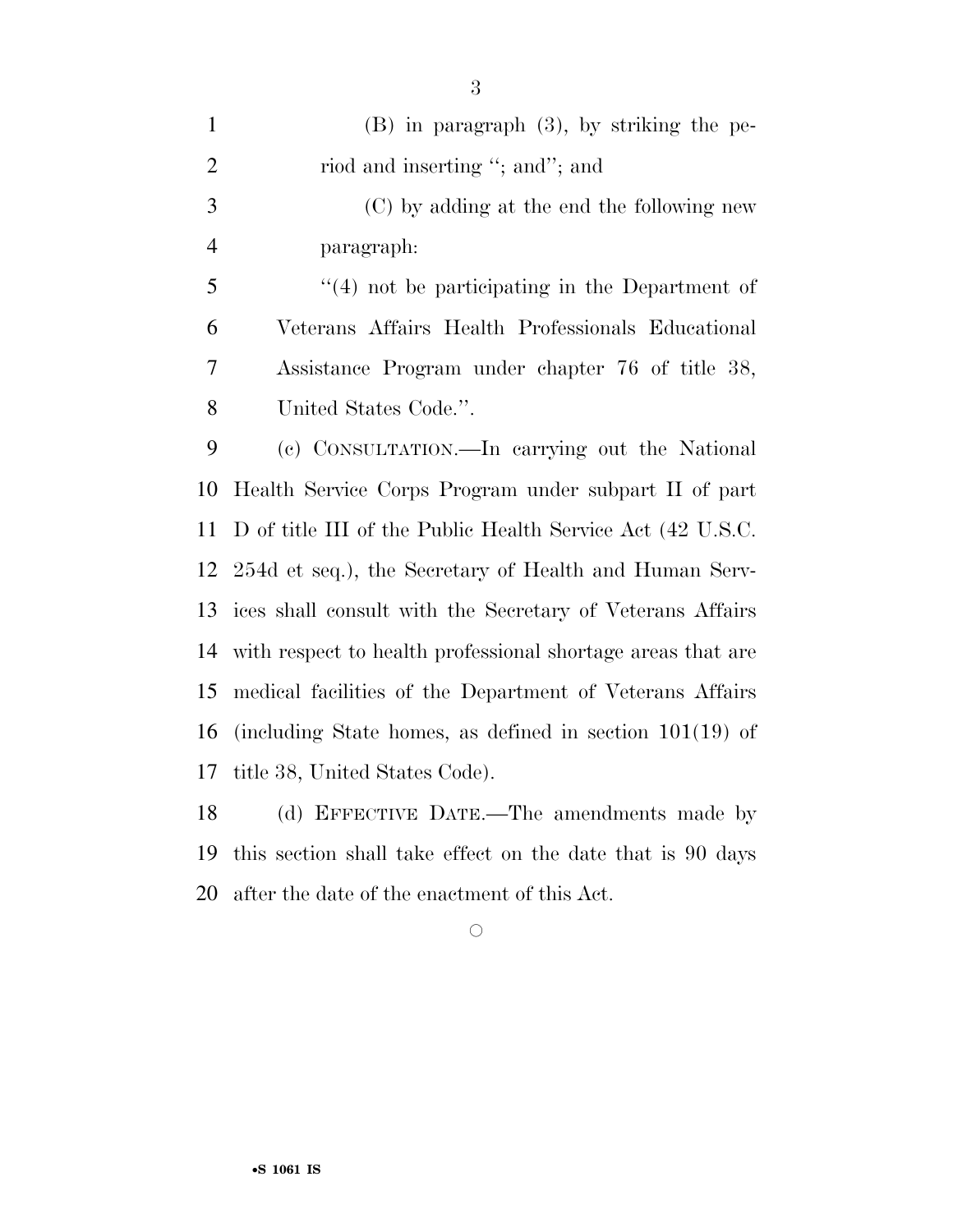(B) in paragraph (3), by striking the period and inserting "; and"; and

(C) by adding at the end the following new paragraph:

"(4) not be participating in the Department of Veterans Affairs Health Professionals Educational Assistance Program under chapter 76 of title 38, United States Code.".

(c) CONSULTATION.—In carrying out the National Health Service Corps Program under subpart II of part D of title III of the Public Health Service Act (42 U.S.C. 254d et seq.), the Secretary of Health and Human Services shall consult with the Secretary of Veterans Affairs with respect to health professional shortage areas that are medical facilities of the Department of Veterans Affairs (including State homes, as defined in section 101(19) of title 38, United States Code).

(d) EFFECTIVE DATE.—The amendments made by this section shall take effect on the date that is 90 days after the date of the enactment of this Act.